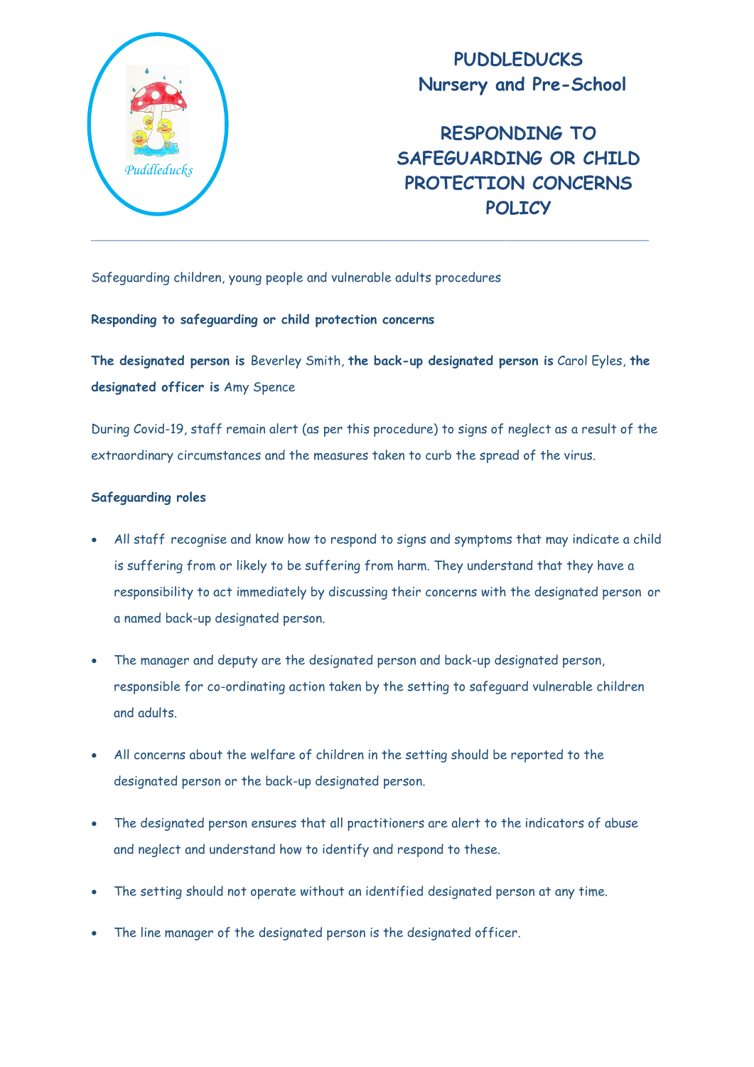# PUDDLEDUCKS
## Nursery and Pre-School

# RESPONDING TO SAFEGUARDING OR CHILD PROTECTION CONCERNS POLICY

---

Safeguarding children, young people and vulnerable adults procedures

**Responding to safeguarding or child protection concerns**

**The designated person is** Beverley Smith, **the back-up designated person is** Carol Eyles, **the designated officer is** Amy Spence

During Covid-19, staff remain alert (as per this procedure) to signs of neglect as a result of the extraordinary circumstances and the measures taken to curb the spread of the virus.

**Safeguarding roles**

- All staff recognise and know how to respond to signs and symptoms that may indicate a child is suffering from or likely to be suffering from harm. They understand that they have a responsibility to act immediately by discussing their concerns with the designated person or a named back-up designated person.
- The manager and deputy are the designated person and back-up designated person, responsible for co-ordinating action taken by the setting to safeguard vulnerable children and adults.
- All concerns about the welfare of children in the setting should be reported to the designated person or the back-up designated person.
- The designated person ensures that all practitioners are alert to the indicators of abuse and neglect and understand how to identify and respond to these.
- The setting should not operate without an identified designated person at any time.
- The line manager of the designated person is the designated officer.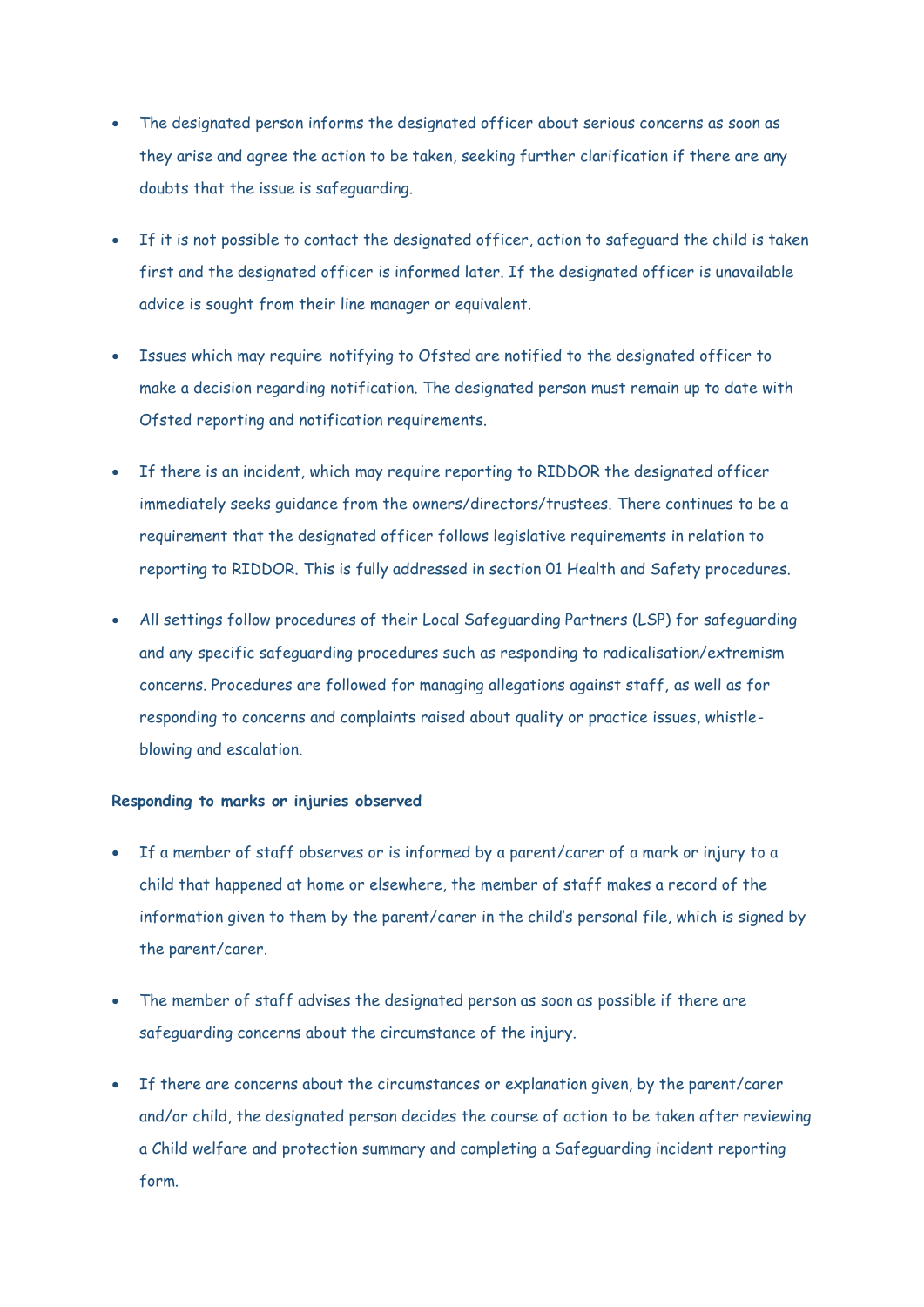- The designated person informs the designated officer about serious concerns as soon as they arise and agree the action to be taken, seeking further clarification if there are any doubts that the issue is safeguarding.
- If it is not possible to contact the designated officer, action to safeguard the child is taken first and the designated officer is informed later. If the designated officer is unavailable advice is sought from their line manager or equivalent.
- Issues which may require notifying to Ofsted are notified to the designated officer to make a decision regarding notification. The designated person must remain up to date with Ofsted reporting and notification requirements.
- If there is an incident, which may require reporting to RIDDOR the designated officer immediately seeks guidance from the owners/directors/trustees. There continues to be a requirement that the designated officer follows legislative requirements in relation to reporting to RIDDOR. This is fully addressed in section 01 Health and Safety procedures.
- All settings follow procedures of their Local Safeguarding Partners (LSP) for safeguarding and any specific safeguarding procedures such as responding to radicalisation/extremism concerns. Procedures are followed for managing allegations against staff, as well as for responding to concerns and complaints raised about quality or practice issues, whistle-blowing and escalation.

**Responding to marks or injuries observed**

- If a member of staff observes or is informed by a parent/carer of a mark or injury to a child that happened at home or elsewhere, the member of staff makes a record of the information given to them by the parent/carer in the child's personal file, which is signed by the parent/carer.
- The member of staff advises the designated person as soon as possible if there are safeguarding concerns about the circumstance of the injury.
- If there are concerns about the circumstances or explanation given, by the parent/carer and/or child, the designated person decides the course of action to be taken after reviewing a Child welfare and protection summary and completing a Safeguarding incident reporting form.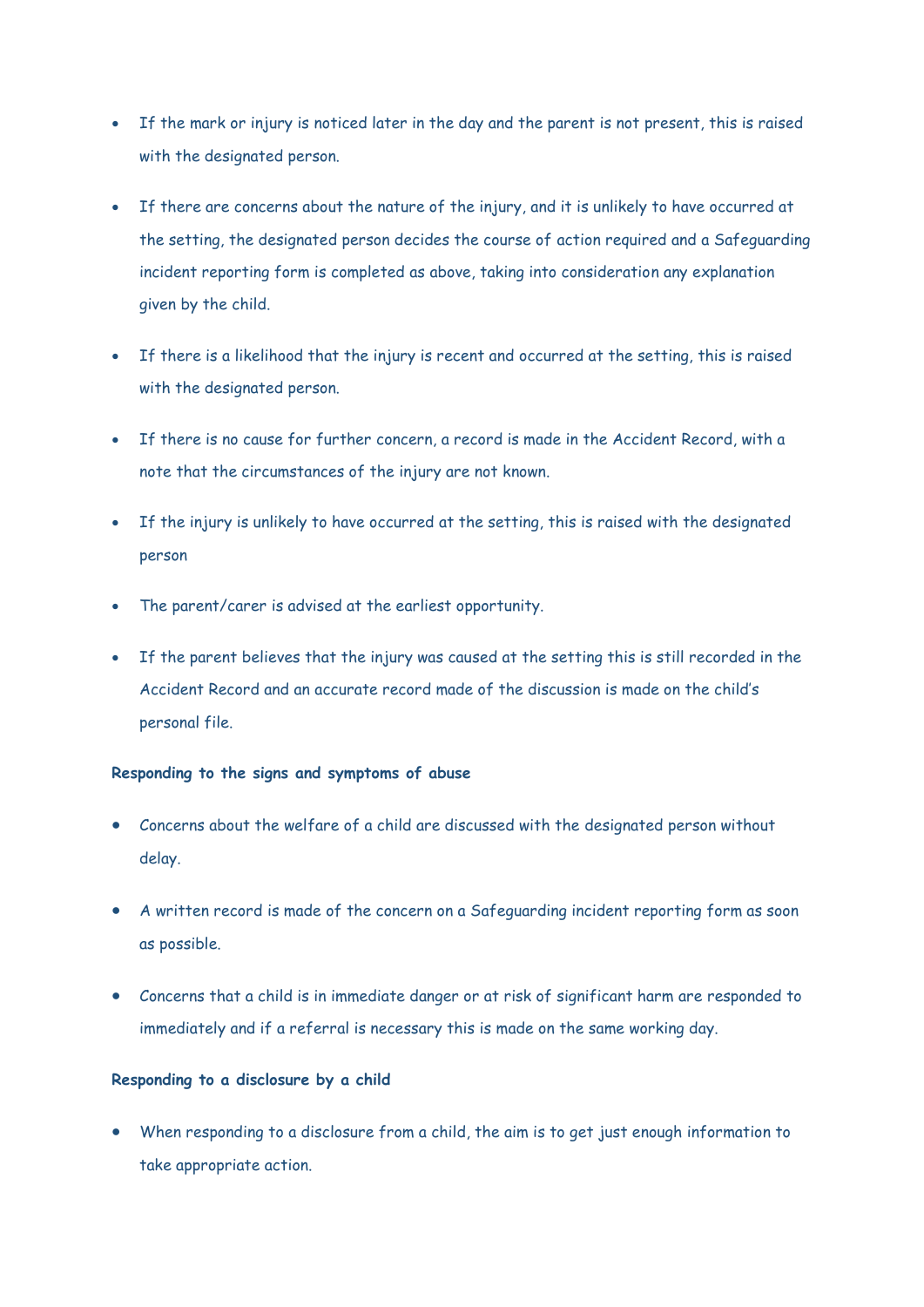- If the mark or injury is noticed later in the day and the parent is not present, this is raised with the designated person.
- If there are concerns about the nature of the injury, and it is unlikely to have occurred at the setting, the designated person decides the course of action required and a Safeguarding incident reporting form is completed as above, taking into consideration any explanation given by the child.
- If there is a likelihood that the injury is recent and occurred at the setting, this is raised with the designated person.
- If there is no cause for further concern, a record is made in the Accident Record, with a note that the circumstances of the injury are not known.
- If the injury is unlikely to have occurred at the setting, this is raised with the designated person
- The parent/carer is advised at the earliest opportunity.
- If the parent believes that the injury was caused at the setting this is still recorded in the Accident Record and an accurate record made of the discussion is made on the child's personal file.

**Responding to the signs and symptoms of abuse**

- Concerns about the welfare of a child are discussed with the designated person without delay.
- A written record is made of the concern on a Safeguarding incident reporting form as soon as possible.
- Concerns that a child is in immediate danger or at risk of significant harm are responded to immediately and if a referral is necessary this is made on the same working day.

**Responding to a disclosure by a child**

- When responding to a disclosure from a child, the aim is to get just enough information to take appropriate action.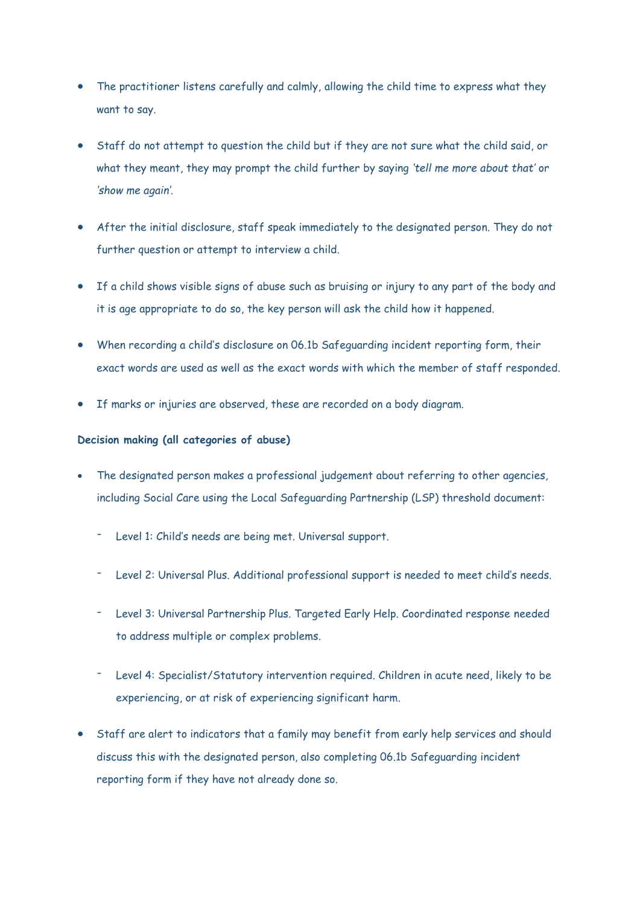- The practitioner listens carefully and calmly, allowing the child time to express what they want to say.
- Staff do not attempt to question the child but if they are not sure what the child said, or what they meant, they may prompt the child further by saying *'tell me more about that'* or *'show me again'*.
- After the initial disclosure, staff speak immediately to the designated person. They do not further question or attempt to interview a child.
- If a child shows visible signs of abuse such as bruising or injury to any part of the body and it is age appropriate to do so, the key person will ask the child how it happened.
- When recording a child's disclosure on 06.1b Safeguarding incident reporting form, their exact words are used as well as the exact words with which the member of staff responded.
- If marks or injuries are observed, these are recorded on a body diagram.

**Decision making (all categories of abuse)**

- The designated person makes a professional judgement about referring to other agencies, including Social Care using the Local Safeguarding Partnership (LSP) threshold document:
  - Level 1: Child's needs are being met. Universal support.
  - Level 2: Universal Plus. Additional professional support is needed to meet child's needs.
  - Level 3: Universal Partnership Plus. Targeted Early Help. Coordinated response needed to address multiple or complex problems.
  - Level 4: Specialist/Statutory intervention required. Children in acute need, likely to be experiencing, or at risk of experiencing significant harm.
- Staff are alert to indicators that a family may benefit from early help services and should discuss this with the designated person, also completing 06.1b Safeguarding incident reporting form if they have not already done so.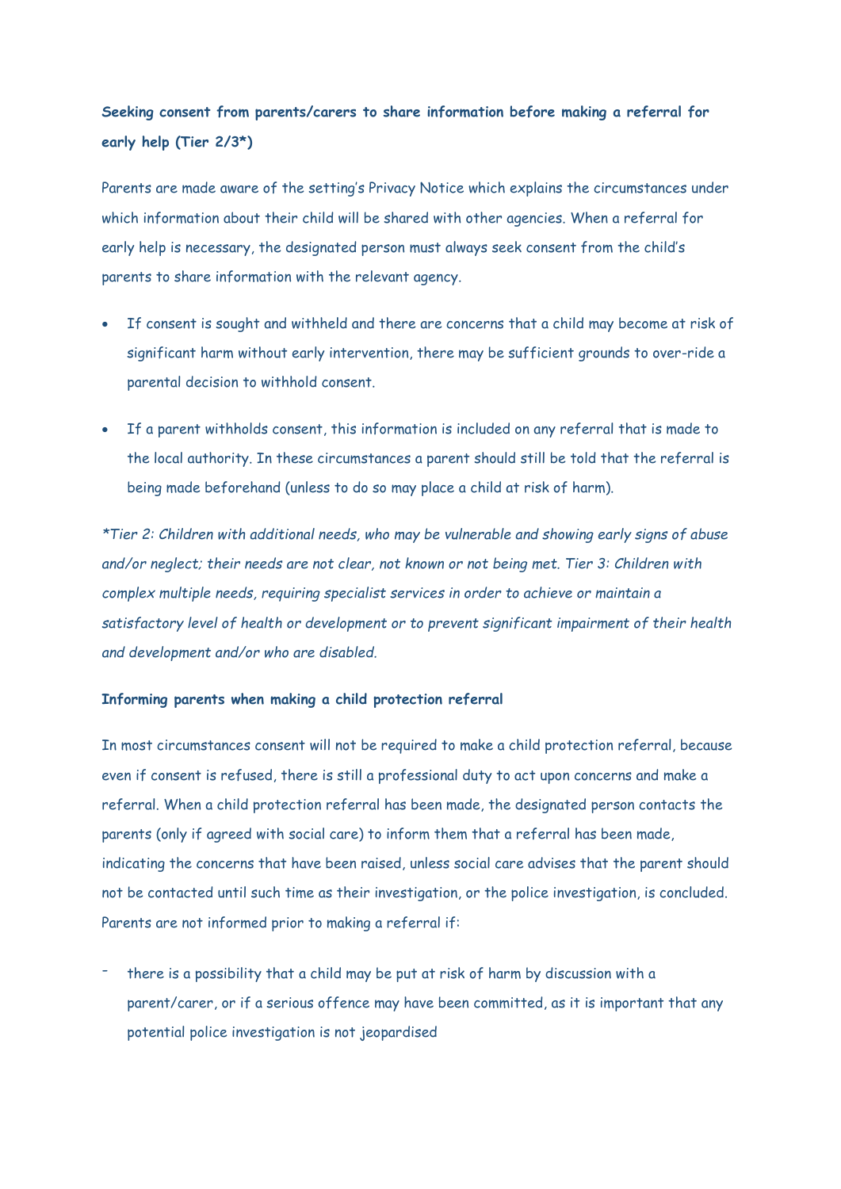**Seeking consent from parents/carers to share information before making a referral for early help (Tier 2/3*)**

Parents are made aware of the setting's Privacy Notice which explains the circumstances under which information about their child will be shared with other agencies. When a referral for early help is necessary, the designated person must always seek consent from the child's parents to share information with the relevant agency.

- If consent is sought and withheld and there are concerns that a child may become at risk of significant harm without early intervention, there may be sufficient grounds to over-ride a parental decision to withhold consent.
- If a parent withholds consent, this information is included on any referral that is made to the local authority. In these circumstances a parent should still be told that the referral is being made beforehand (unless to do so may place a child at risk of harm).

*\*Tier 2: Children with additional needs, who may be vulnerable and showing early signs of abuse and/or neglect; their needs are not clear, not known or not being met. Tier 3: Children with complex multiple needs, requiring specialist services in order to achieve or maintain a satisfactory level of health or development or to prevent significant impairment of their health and development and/or who are disabled.*

**Informing parents when making a child protection referral**

In most circumstances consent will not be required to make a child protection referral, because even if consent is refused, there is still a professional duty to act upon concerns and make a referral. When a child protection referral has been made, the designated person contacts the parents (only if agreed with social care) to inform them that a referral has been made, indicating the concerns that have been raised, unless social care advises that the parent should not be contacted until such time as their investigation, or the police investigation, is concluded. Parents are not informed prior to making a referral if:

- there is a possibility that a child may be put at risk of harm by discussion with a parent/carer, or if a serious offence may have been committed, as it is important that any potential police investigation is not jeopardised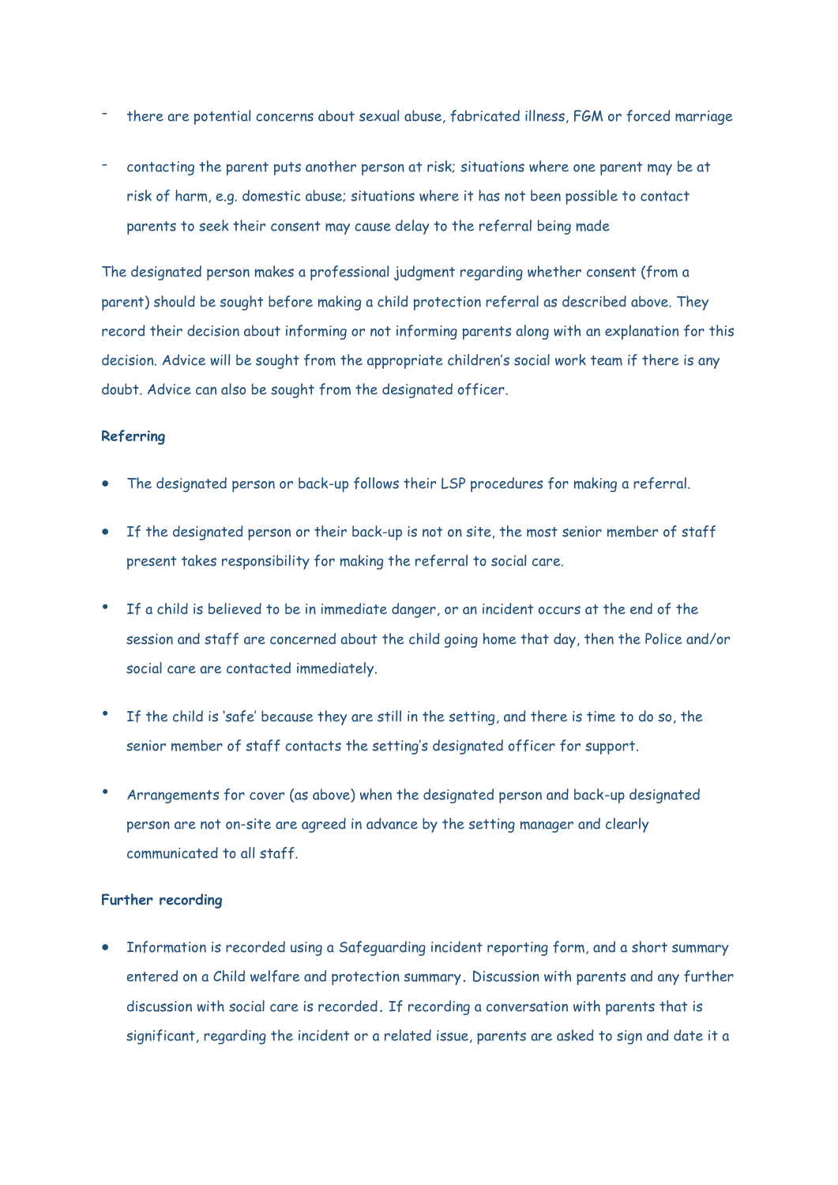- there are potential concerns about sexual abuse, fabricated illness, FGM or forced marriage
- contacting the parent puts another person at risk; situations where one parent may be at risk of harm, e.g. domestic abuse; situations where it has not been possible to contact parents to seek their consent may cause delay to the referral being made

The designated person makes a professional judgment regarding whether consent (from a parent) should be sought before making a child protection referral as described above. They record their decision about informing or not informing parents along with an explanation for this decision. Advice will be sought from the appropriate children's social work team if there is any doubt. Advice can also be sought from the designated officer.

**Referring**

- The designated person or back-up follows their LSP procedures for making a referral.
- If the designated person or their back-up is not on site, the most senior member of staff present takes responsibility for making the referral to social care.
- If a child is believed to be in immediate danger, or an incident occurs at the end of the session and staff are concerned about the child going home that day, then the Police and/or social care are contacted immediately.
- If the child is 'safe' because they are still in the setting, and there is time to do so, the senior member of staff contacts the setting's designated officer for support.
- Arrangements for cover (as above) when the designated person and back-up designated person are not on-site are agreed in advance by the setting manager and clearly communicated to all staff.

**Further recording**

- Information is recorded using a Safeguarding incident reporting form, and a short summary entered on a Child welfare and protection summary. Discussion with parents and any further discussion with social care is recorded. If recording a conversation with parents that is significant, regarding the incident or a related issue, parents are asked to sign and date it a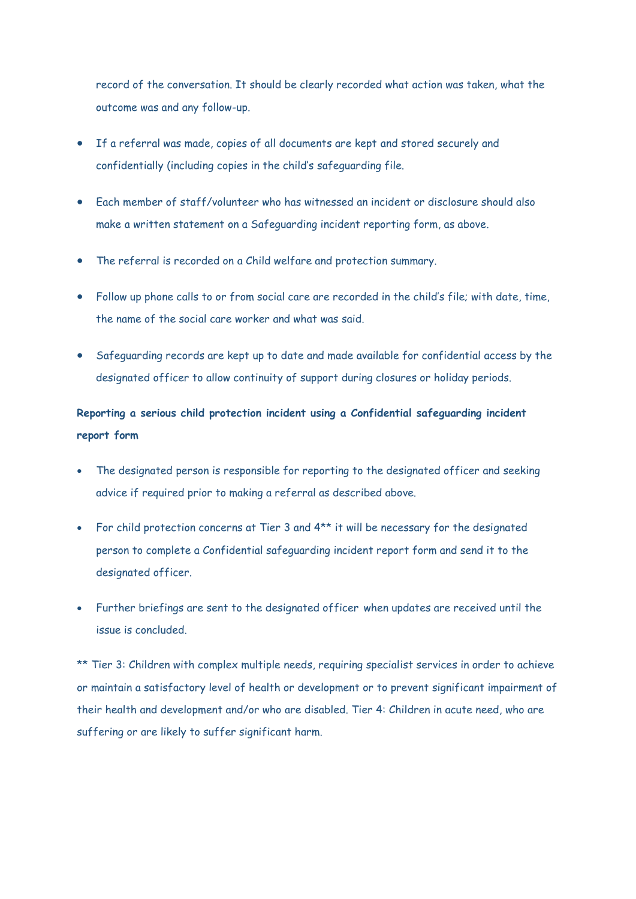record of the conversation. It should be clearly recorded what action was taken, what the outcome was and any follow-up.

- If a referral was made, copies of all documents are kept and stored securely and confidentially (including copies in the child's safeguarding file.
- Each member of staff/volunteer who has witnessed an incident or disclosure should also make a written statement on a Safeguarding incident reporting form, as above.
- The referral is recorded on a Child welfare and protection summary.
- Follow up phone calls to or from social care are recorded in the child's file; with date, time, the name of the social care worker and what was said.
- Safeguarding records are kept up to date and made available for confidential access by the designated officer to allow continuity of support during closures or holiday periods.

**Reporting a serious child protection incident using a Confidential safeguarding incident report form**

- The designated person is responsible for reporting to the designated officer and seeking advice if required prior to making a referral as described above.
- For child protection concerns at Tier 3 and 4** it will be necessary for the designated person to complete a Confidential safeguarding incident report form and send it to the designated officer.
- Further briefings are sent to the designated officer when updates are received until the issue is concluded.

** Tier 3: Children with complex multiple needs, requiring specialist services in order to achieve or maintain a satisfactory level of health or development or to prevent significant impairment of their health and development and/or who are disabled. Tier 4: Children in acute need, who are suffering or are likely to suffer significant harm.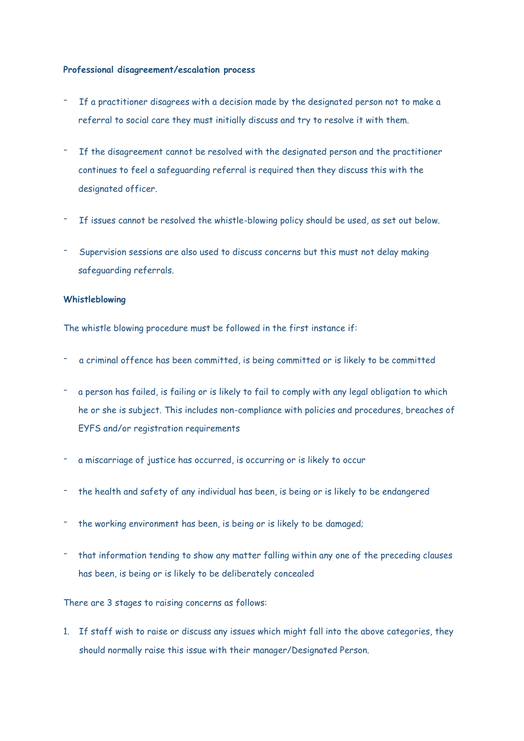**Professional disagreement/escalation process**

- If a practitioner disagrees with a decision made by the designated person not to make a referral to social care they must initially discuss and try to resolve it with them.
- If the disagreement cannot be resolved with the designated person and the practitioner continues to feel a safeguarding referral is required then they discuss this with the designated officer.
- If issues cannot be resolved the whistle-blowing policy should be used, as set out below.
- Supervision sessions are also used to discuss concerns but this must not delay making safeguarding referrals.

**Whistleblowing**

The whistle blowing procedure must be followed in the first instance if:

- a criminal offence has been committed, is being committed or is likely to be committed
- a person has failed, is failing or is likely to fail to comply with any legal obligation to which he or she is subject. This includes non-compliance with policies and procedures, breaches of EYFS and/or registration requirements
- a miscarriage of justice has occurred, is occurring or is likely to occur
- the health and safety of any individual has been, is being or is likely to be endangered
- the working environment has been, is being or is likely to be damaged;
- that information tending to show any matter falling within any one of the preceding clauses has been, is being or is likely to be deliberately concealed

There are 3 stages to raising concerns as follows:

1. If staff wish to raise or discuss any issues which might fall into the above categories, they should normally raise this issue with their manager/Designated Person.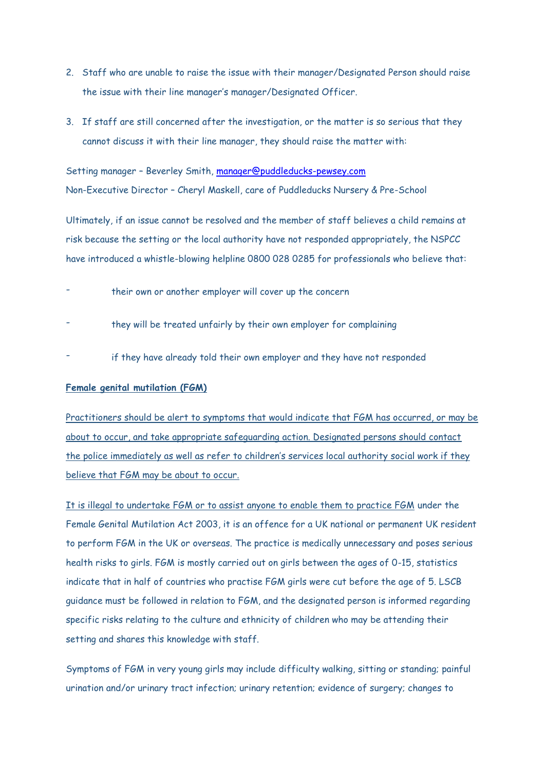2. Staff who are unable to raise the issue with their manager/Designated Person should raise the issue with their line manager's manager/Designated Officer.

3. If staff are still concerned after the investigation, or the matter is so serious that they cannot discuss it with their line manager, they should raise the matter with:

Setting manager – Beverley Smith, manager@puddleducks-pewsey.com
Non-Executive Director – Cheryl Maskell, care of Puddleducks Nursery & Pre-School

Ultimately, if an issue cannot be resolved and the member of staff believes a child remains at risk because the setting or the local authority have not responded appropriately, the NSPCC have introduced a whistle-blowing helpline 0800 028 0285 for professionals who believe that:

- their own or another employer will cover up the concern
- they will be treated unfairly by their own employer for complaining
- if they have already told their own employer and they have not responded

**Female genital mutilation (FGM)**

Practitioners should be alert to symptoms that would indicate that FGM has occurred, or may be about to occur, and take appropriate safeguarding action. Designated persons should contact the police immediately as well as refer to children's services local authority social work if they believe that FGM may be about to occur.

It is illegal to undertake FGM or to assist anyone to enable them to practice FGM under the Female Genital Mutilation Act 2003, it is an offence for a UK national or permanent UK resident to perform FGM in the UK or overseas. The practice is medically unnecessary and poses serious health risks to girls. FGM is mostly carried out on girls between the ages of 0-15, statistics indicate that in half of countries who practise FGM girls were cut before the age of 5. LSCB guidance must be followed in relation to FGM, and the designated person is informed regarding specific risks relating to the culture and ethnicity of children who may be attending their setting and shares this knowledge with staff.

Symptoms of FGM in very young girls may include difficulty walking, sitting or standing; painful urination and/or urinary tract infection; urinary retention; evidence of surgery; changes to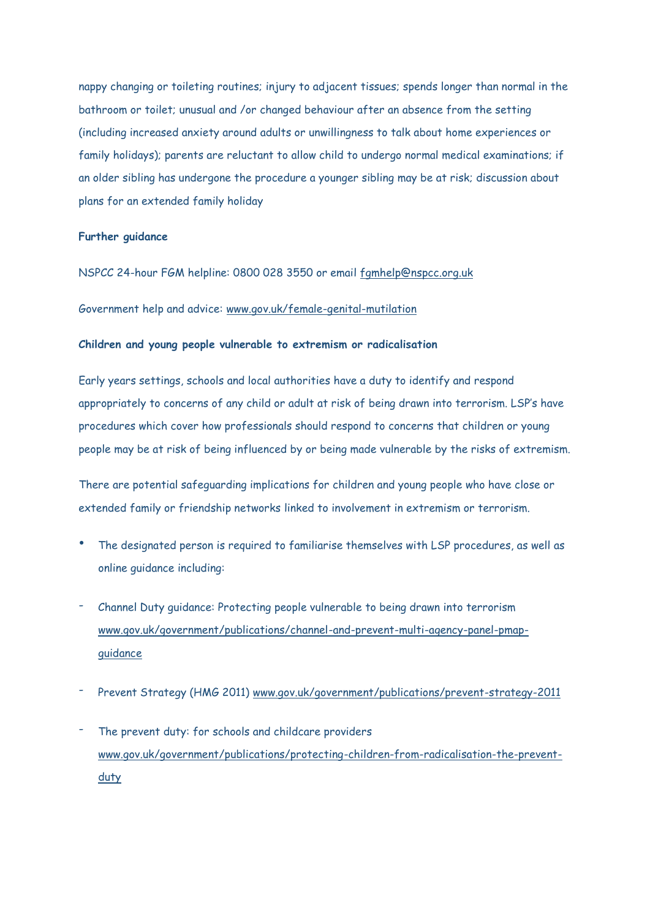nappy changing or toileting routines; injury to adjacent tissues; spends longer than normal in the bathroom or toilet; unusual and /or changed behaviour after an absence from the setting (including increased anxiety around adults or unwillingness to talk about home experiences or family holidays); parents are reluctant to allow child to undergo normal medical examinations; if an older sibling has undergone the procedure a younger sibling may be at risk; discussion about plans for an extended family holiday

**Further guidance**

NSPCC 24-hour FGM helpline: 0800 028 3550 or email fgmhelp@nspcc.org.uk

Government help and advice: www.gov.uk/female-genital-mutilation

**Children and young people vulnerable to extremism or radicalisation**

Early years settings, schools and local authorities have a duty to identify and respond appropriately to concerns of any child or adult at risk of being drawn into terrorism. LSP's have procedures which cover how professionals should respond to concerns that children or young people may be at risk of being influenced by or being made vulnerable by the risks of extremism.

There are potential safeguarding implications for children and young people who have close or extended family or friendship networks linked to involvement in extremism or terrorism.

- The designated person is required to familiarise themselves with LSP procedures, as well as online guidance including:

  - Channel Duty guidance: Protecting people vulnerable to being drawn into terrorism www.gov.uk/government/publications/channel-and-prevent-multi-agency-panel-pmap-guidance

  - Prevent Strategy (HMG 2011) www.gov.uk/government/publications/prevent-strategy-2011

  - The prevent duty: for schools and childcare providers www.gov.uk/government/publications/protecting-children-from-radicalisation-the-prevent-duty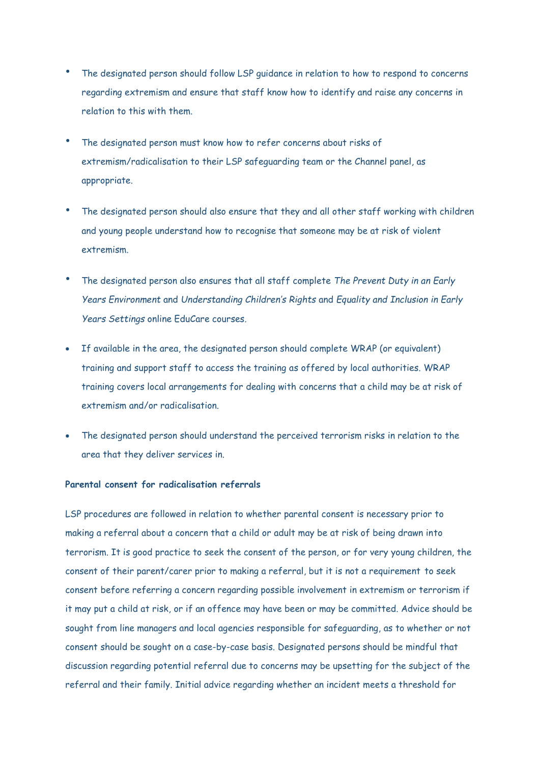- The designated person should follow LSP guidance in relation to how to respond to concerns regarding extremism and ensure that staff know how to identify and raise any concerns in relation to this with them.
- The designated person must know how to refer concerns about risks of extremism/radicalisation to their LSP safeguarding team or the Channel panel, as appropriate.
- The designated person should also ensure that they and all other staff working with children and young people understand how to recognise that someone may be at risk of violent extremism.
- The designated person also ensures that all staff complete *The Prevent Duty in an Early Years Environment* and *Understanding Children's Rights* and *Equality and Inclusion in Early Years Settings* online EduCare courses.
- If available in the area, the designated person should complete WRAP (or equivalent) training and support staff to access the training as offered by local authorities. WRAP training covers local arrangements for dealing with concerns that a child may be at risk of extremism and/or radicalisation.
- The designated person should understand the perceived terrorism risks in relation to the area that they deliver services in.

**Parental consent for radicalisation referrals**

LSP procedures are followed in relation to whether parental consent is necessary prior to making a referral about a concern that a child or adult may be at risk of being drawn into terrorism. It is good practice to seek the consent of the person, or for very young children, the consent of their parent/carer prior to making a referral, but it is not a requirement to seek consent before referring a concern regarding possible involvement in extremism or terrorism if it may put a child at risk, or if an offence may have been or may be committed. Advice should be sought from line managers and local agencies responsible for safeguarding, as to whether or not consent should be sought on a case-by-case basis. Designated persons should be mindful that discussion regarding potential referral due to concerns may be upsetting for the subject of the referral and their family. Initial advice regarding whether an incident meets a threshold for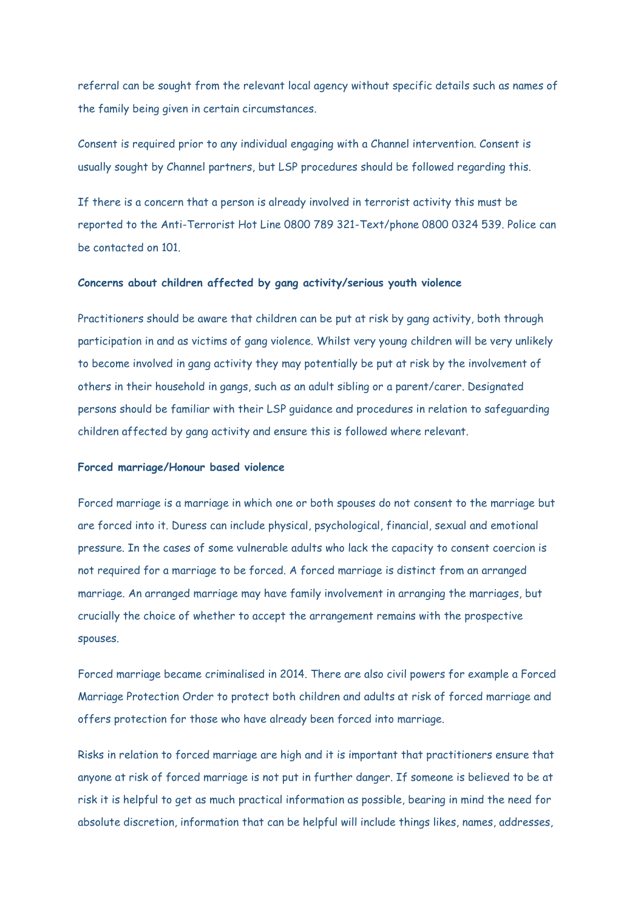referral can be sought from the relevant local agency without specific details such as names of the family being given in certain circumstances.

Consent is required prior to any individual engaging with a Channel intervention. Consent is usually sought by Channel partners, but LSP procedures should be followed regarding this.

If there is a concern that a person is already involved in terrorist activity this must be reported to the Anti-Terrorist Hot Line 0800 789 321-Text/phone 0800 0324 539. Police can be contacted on 101.

**Concerns about children affected by gang activity/serious youth violence**

Practitioners should be aware that children can be put at risk by gang activity, both through participation in and as victims of gang violence. Whilst very young children will be very unlikely to become involved in gang activity they may potentially be put at risk by the involvement of others in their household in gangs, such as an adult sibling or a parent/carer. Designated persons should be familiar with their LSP guidance and procedures in relation to safeguarding children affected by gang activity and ensure this is followed where relevant.

**Forced marriage/Honour based violence**

Forced marriage is a marriage in which one or both spouses do not consent to the marriage but are forced into it. Duress can include physical, psychological, financial, sexual and emotional pressure. In the cases of some vulnerable adults who lack the capacity to consent coercion is not required for a marriage to be forced. A forced marriage is distinct from an arranged marriage. An arranged marriage may have family involvement in arranging the marriages, but crucially the choice of whether to accept the arrangement remains with the prospective spouses.

Forced marriage became criminalised in 2014. There are also civil powers for example a Forced Marriage Protection Order to protect both children and adults at risk of forced marriage and offers protection for those who have already been forced into marriage.

Risks in relation to forced marriage are high and it is important that practitioners ensure that anyone at risk of forced marriage is not put in further danger. If someone is believed to be at risk it is helpful to get as much practical information as possible, bearing in mind the need for absolute discretion, information that can be helpful will include things likes, names, addresses,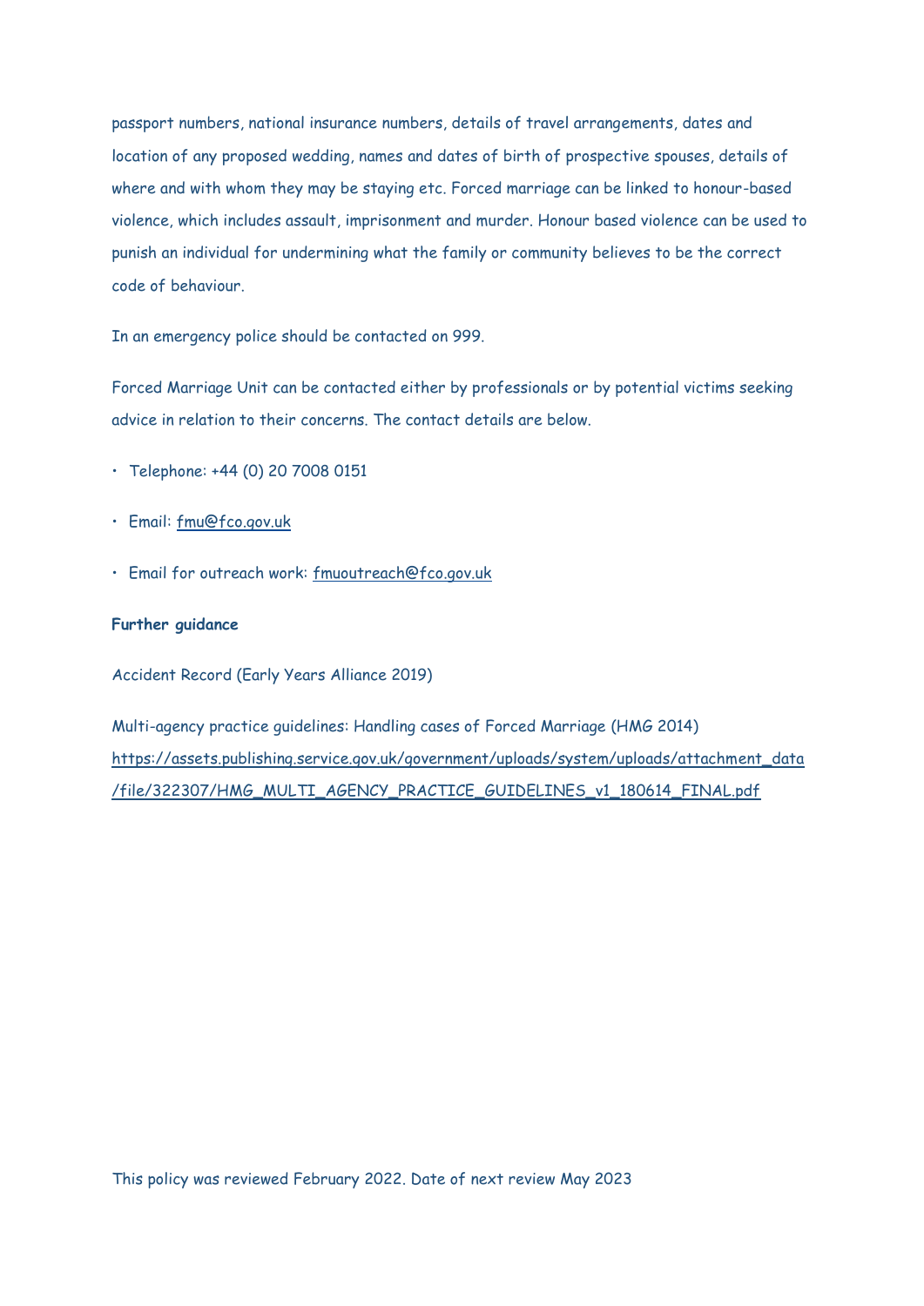passport numbers, national insurance numbers, details of travel arrangements, dates and location of any proposed wedding, names and dates of birth of prospective spouses, details of where and with whom they may be staying etc. Forced marriage can be linked to honour-based violence, which includes assault, imprisonment and murder. Honour based violence can be used to punish an individual for undermining what the family or community believes to be the correct code of behaviour.

In an emergency police should be contacted on 999.

Forced Marriage Unit can be contacted either by professionals or by potential victims seeking advice in relation to their concerns. The contact details are below.

- Telephone: +44 (0) 20 7008 0151
- Email: fmu@fco.gov.uk
- Email for outreach work: fmuoutreach@fco.gov.uk

**Further guidance**

Accident Record (Early Years Alliance 2019)

Multi-agency practice guidelines: Handling cases of Forced Marriage (HMG 2014) https://assets.publishing.service.gov.uk/government/uploads/system/uploads/attachment_data/file/322307/HMG_MULTI_AGENCY_PRACTICE_GUIDELINES_v1_180614_FINAL.pdf

This policy was reviewed February 2022. Date of next review May 2023